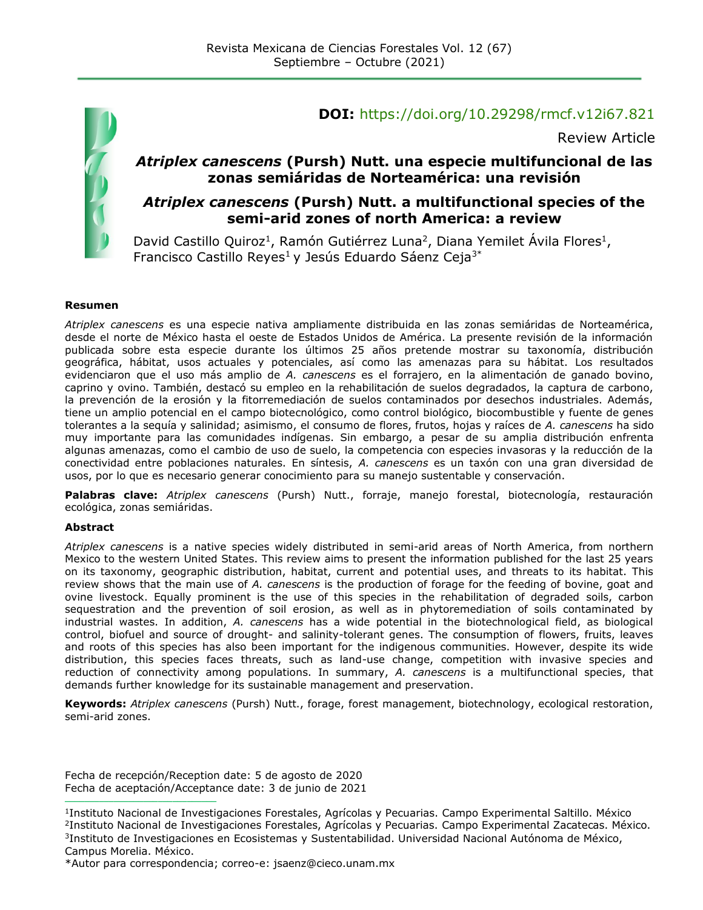**DOI:** https://doi.org/10.29298/rmcf.v12i67.821

Review Article

# *Atriplex canescens* (Pursh) Nutt. una especie multifuncional de las zonas semiáridas de Norteamérica: una revisión

# *Atriplex canescens* (Pursh) Nutt. a multifunctional species of the semi-arid zones of north America: a review

David Castillo Quiroz[1], Ramón Gutiérrez Luna[2], Diana Yemilet Ávila Flores[1], Francisco Castillo Reyes[1] y Jesús Eduardo Sáenz Ceja[3*]

## Resumen

*Atriplex canescens* es una especie nativa ampliamente distribuida en las zonas semiáridas de Norteamérica, desde el norte de México hasta el oeste de Estados Unidos de América. La presente revisión de la información publicada sobre esta especie durante los últimos 25 años pretende mostrar su taxonomía, distribución geográfica, hábitat, usos actuales y potenciales, así como las amenazas para su hábitat. Los resultados evidenciaron que el uso más amplio de *A. canescens* es el forrajero, en la alimentación de ganado bovino, caprino y ovino. También, destacó su empleo en la rehabilitación de suelos degradados, la captura de carbono, la prevención de la erosión y la fitorremediación de suelos contaminados por desechos industriales. Además, tiene un amplio potencial en el campo biotecnológico, como control biológico, biocombustible y fuente de genes tolerantes a la sequía y salinidad; asimismo, el consumo de flores, frutos, hojas y raíces de *A. canescens* ha sido muy importante para las comunidades indígenas. Sin embargo, a pesar de su amplia distribución enfrenta algunas amenazas, como el cambio de uso de suelo, la competencia con especies invasoras y la reducción de la conectividad entre poblaciones naturales. En síntesis, *A. canescens* es un taxón con una gran diversidad de usos, por lo que es necesario generar conocimiento para su manejo sustentable y conservación.

**Palabras clave:** *Atriplex canescens* (Pursh) Nutt., forraje, manejo forestal, biotecnología, restauración ecológica, zonas semiáridas.

## Abstract

*Atriplex canescens* is a native species widely distributed in semi-arid areas of North America, from northern Mexico to the western United States. This review aims to present the information published for the last 25 years on its taxonomy, geographic distribution, habitat, current and potential uses, and threats to its habitat. This review shows that the main use of *A. canescens* is the production of forage for the feeding of bovine, goat and ovine livestock. Equally prominent is the use of this species in the rehabilitation of degraded soils, carbon sequestration and the prevention of soil erosion, as well as in phytoremediation of soils contaminated by industrial wastes. In addition, *A. canescens* has a wide potential in the biotechnological field, as biological control, biofuel and source of drought- and salinity-tolerant genes. The consumption of flowers, fruits, leaves and roots of this species has also been important for the indigenous communities. However, despite its wide distribution, this species faces threats, such as land-use change, competition with invasive species and reduction of connectivity among populations. In summary, *A. canescens* is a multifunctional species, that demands further knowledge for its sustainable management and preservation.

**Keywords:** *Atriplex canescens* (Pursh) Nutt., forage, forest management, biotechnology, ecological restoration, semi-arid zones.

Fecha de recepción/Reception date: 5 de agosto de 2020
Fecha de aceptación/Acceptance date: 3 de junio de 2021

[1]Instituto Nacional de Investigaciones Forestales, Agrícolas y Pecuarias. Campo Experimental Saltillo. México
[2]Instituto Nacional de Investigaciones Forestales, Agrícolas y Pecuarias. Campo Experimental Zacatecas. México.
[3]Instituto de Investigaciones en Ecosistemas y Sustentabilidad. Universidad Nacional Autónoma de México, Campus Morelia. México.
*Autor para correspondencia; correo-e: jsaenz@cieco.unam.mx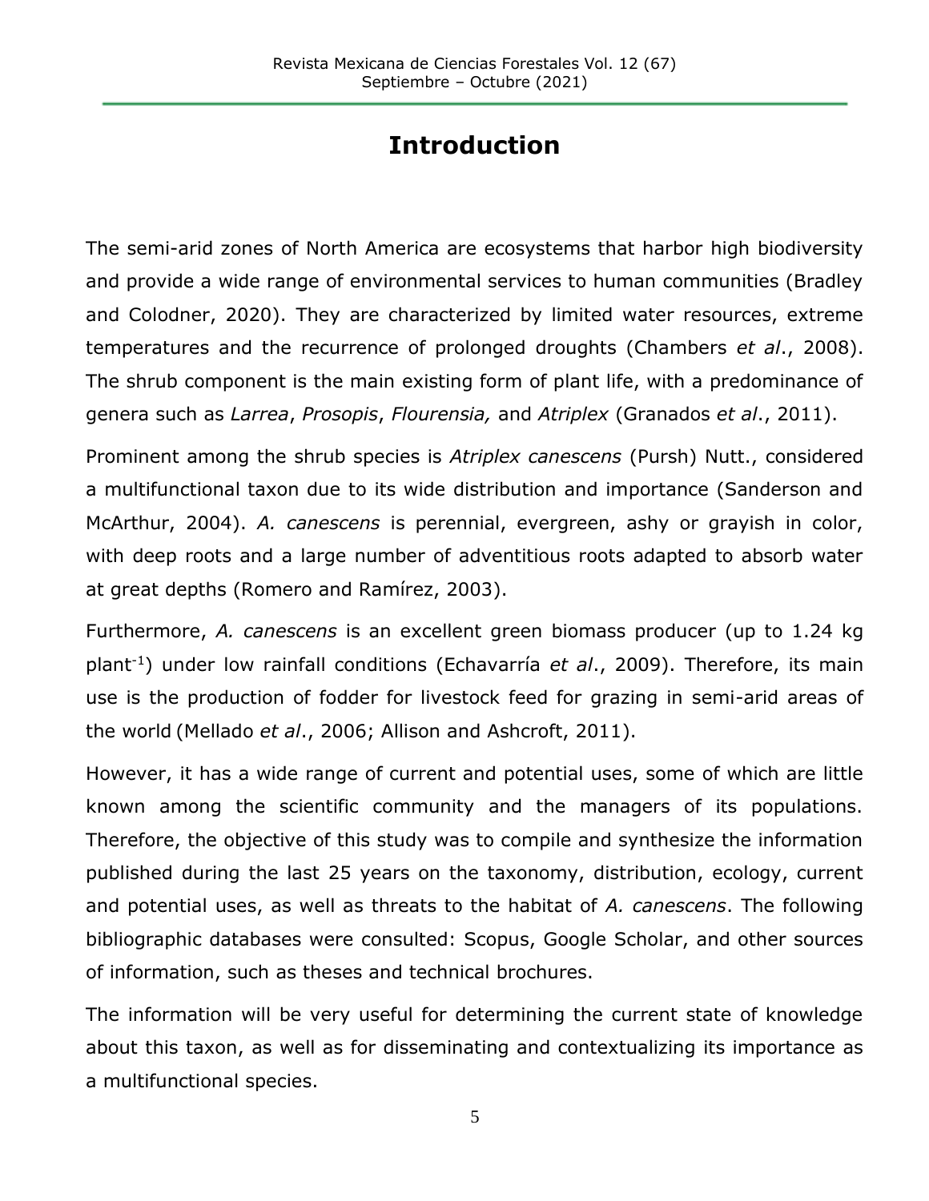# Introduction

The semi-arid zones of North America are ecosystems that harbor high biodiversity and provide a wide range of environmental services to human communities (Bradley and Colodner, 2020). They are characterized by limited water resources, extreme temperatures and the recurrence of prolonged droughts (Chambers *et al*., 2008). The shrub component is the main existing form of plant life, with a predominance of genera such as *Larrea*, *Prosopis*, *Flourensia,* and *Atriplex* (Granados *et al*., 2011).

Prominent among the shrub species is *Atriplex canescens* (Pursh) Nutt., considered a multifunctional taxon due to its wide distribution and importance (Sanderson and McArthur, 2004). *A. canescens* is perennial, evergreen, ashy or grayish in color, with deep roots and a large number of adventitious roots adapted to absorb water at great depths (Romero and Ramírez, 2003).

Furthermore, *A. canescens* is an excellent green biomass producer (up to 1.24 kg plant$^{-1}$) under low rainfall conditions (Echavarría *et al*., 2009). Therefore, its main use is the production of fodder for livestock feed for grazing in semi-arid areas of the world (Mellado *et al*., 2006; Allison and Ashcroft, 2011).

However, it has a wide range of current and potential uses, some of which are little known among the scientific community and the managers of its populations. Therefore, the objective of this study was to compile and synthesize the information published during the last 25 years on the taxonomy, distribution, ecology, current and potential uses, as well as threats to the habitat of *A. canescens*. The following bibliographic databases were consulted: Scopus, Google Scholar, and other sources of information, such as theses and technical brochures.

The information will be very useful for determining the current state of knowledge about this taxon, as well as for disseminating and contextualizing its importance as a multifunctional species.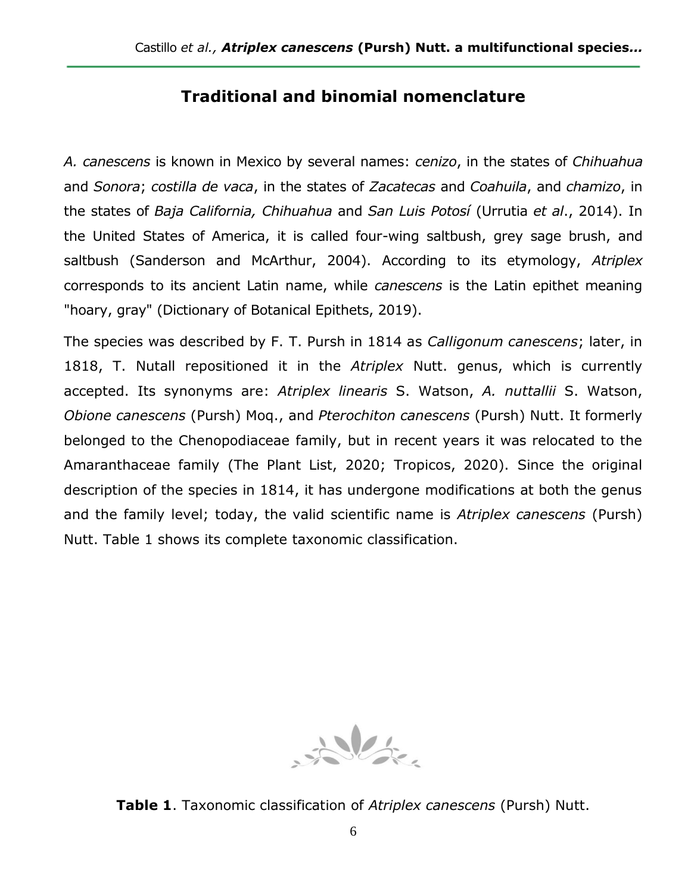## Traditional and binomial nomenclature

*A. canescens* is known in Mexico by several names: *cenizo*, in the states of *Chihuahua* and *Sonora*; *costilla de vaca*, in the states of *Zacatecas* and *Coahuila*, and *chamizo*, in the states of *Baja California, Chihuahua* and *San Luis Potosí* (Urrutia *et al*., 2014). In the United States of America, it is called four-wing saltbush, grey sage brush, and saltbush (Sanderson and McArthur, 2004). According to its etymology, *Atriplex* corresponds to its ancient Latin name, while *canescens* is the Latin epithet meaning "hoary, gray" (Dictionary of Botanical Epithets, 2019).

The species was described by F. T. Pursh in 1814 as *Calligonum canescens*; later, in 1818, T. Nutall repositioned it in the *Atriplex* Nutt. genus, which is currently accepted. Its synonyms are: *Atriplex linearis* S. Watson, *A. nuttallii* S. Watson, *Obione canescens* (Pursh) Moq., and *Pterochiton canescens* (Pursh) Nutt. It formerly belonged to the Chenopodiaceae family, but in recent years it was relocated to the Amaranthaceae family (The Plant List, 2020; Tropicos, 2020). Since the original description of the species in 1814, it has undergone modifications at both the genus and the family level; today, the valid scientific name is *Atriplex canescens* (Pursh) Nutt. Table 1 shows its complete taxonomic classification.

**Table 1**. Taxonomic classification of *Atriplex canescens* (Pursh) Nutt.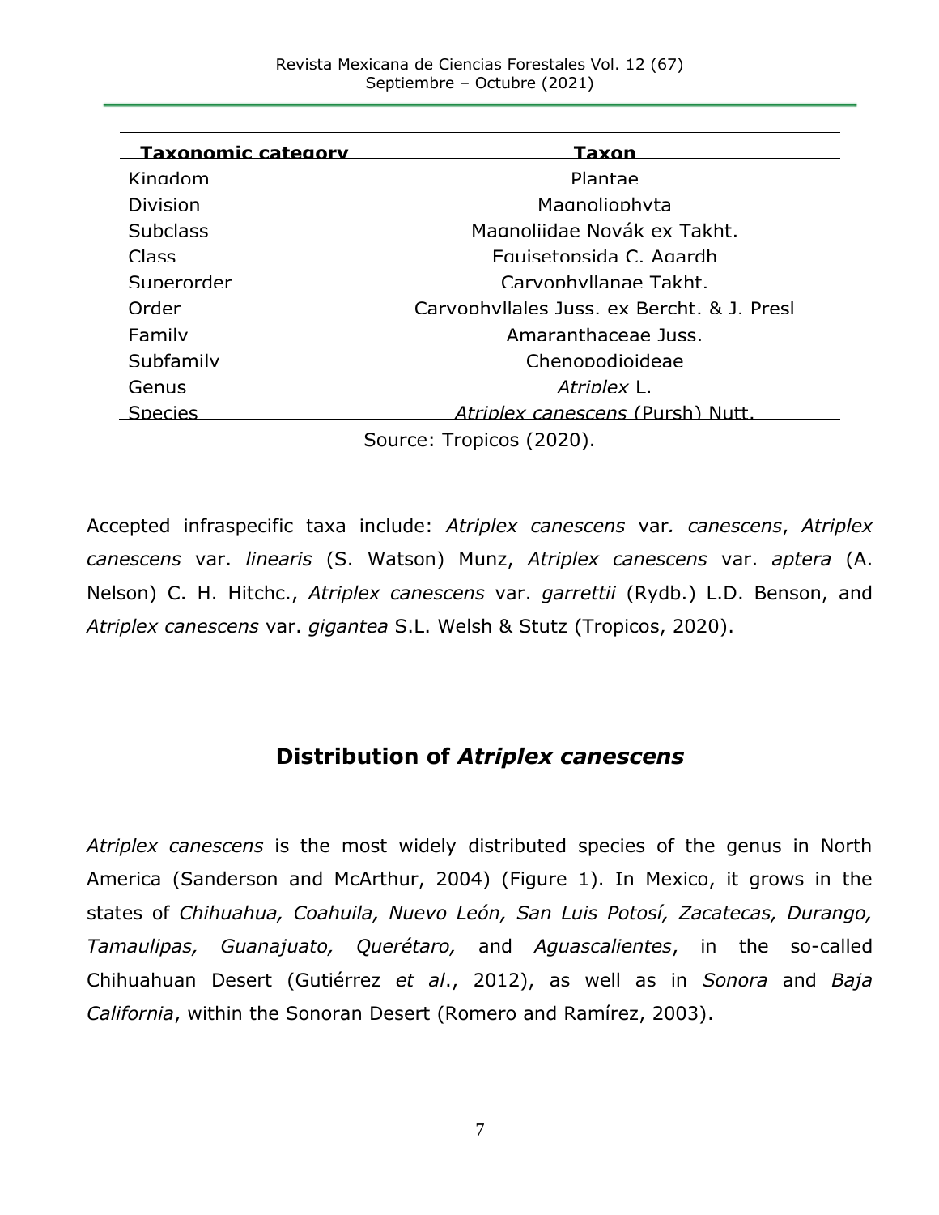| Taxonomic category | Taxon |
|---|---|
| Kingdom | Plantae |
| Division | Magnoliophyta |
| Subclass | Magnoliidae Novák ex Takht. |
| Class | Equisetopsida C. Agardh |
| Superorder | Caryophyllanae Takht. |
| Order | Caryophyllales Juss. ex Bercht. & J. Presl |
| Family | Amaranthaceae Juss. |
| Subfamily | Chenopodioideae |
| Genus | *Atriplex* L. |
| Species | *Atriplex canescens* (Pursh) Nutt. |

Source: Tropicos (2020).

Accepted infraspecific taxa include: *Atriplex canescens* var. *canescens*, *Atriplex canescens* var. *linearis* (S. Watson) Munz, *Atriplex canescens* var. *aptera* (A. Nelson) C. H. Hitchc., *Atriplex canescens* var. *garrettii* (Rydb.) L.D. Benson, and *Atriplex canescens* var. *gigantea* S.L. Welsh & Stutz (Tropicos, 2020).

## Distribution of *Atriplex canescens*

*Atriplex canescens* is the most widely distributed species of the genus in North America (Sanderson and McArthur, 2004) (Figure 1). In Mexico, it grows in the states of *Chihuahua, Coahuila, Nuevo León, San Luis Potosí, Zacatecas, Durango, Tamaulipas, Guanajuato, Querétaro,* and *Aguascalientes*, in the so-called Chihuahuan Desert (Gutiérrez *et al*., 2012), as well as in *Sonora* and *Baja California*, within the Sonoran Desert (Romero and Ramírez, 2003).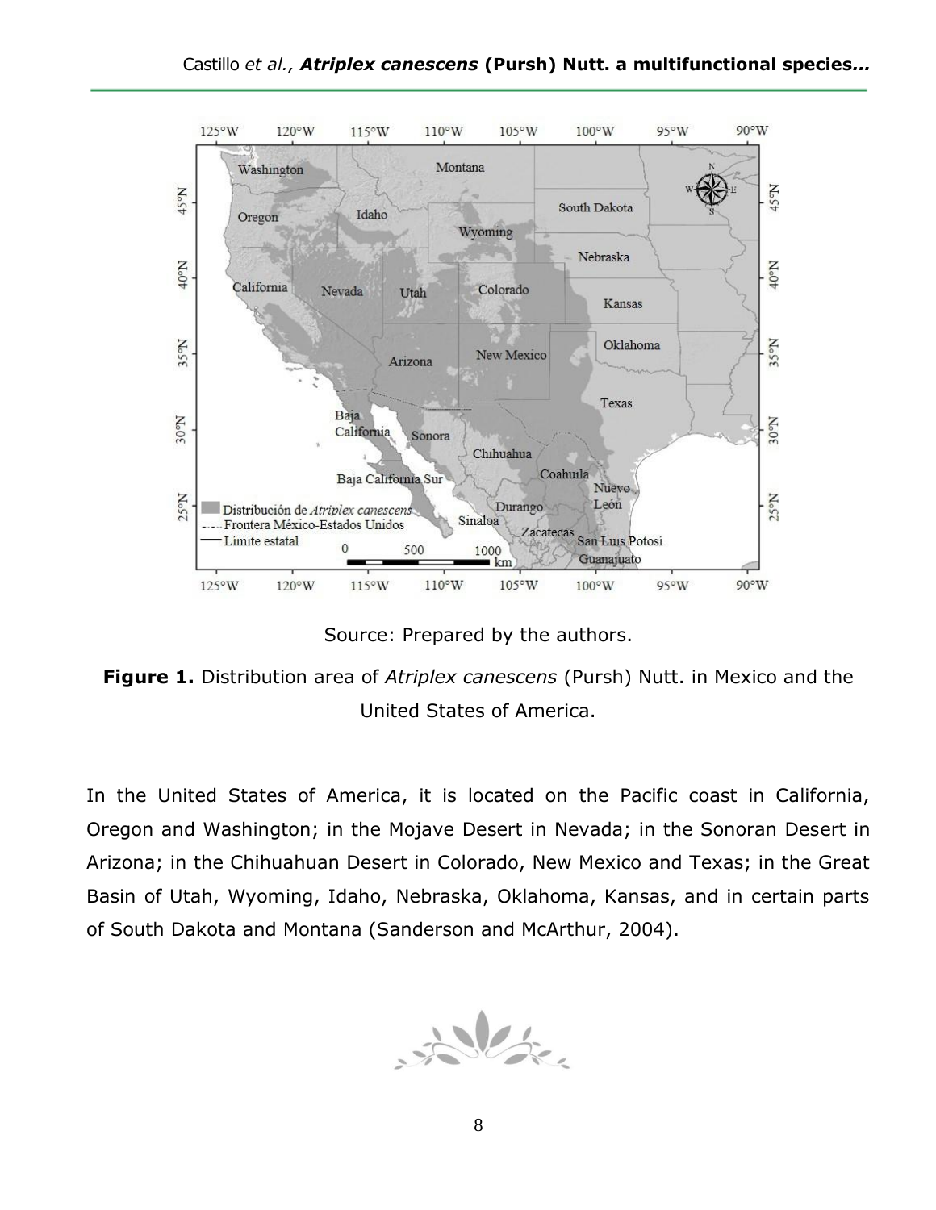Source: Prepared by the authors.

**Figure 1.** Distribution area of *Atriplex canescens* (Pursh) Nutt. in Mexico and the United States of America.

In the United States of America, it is located on the Pacific coast in California, Oregon and Washington; in the Mojave Desert in Nevada; in the Sonoran Desert in Arizona; in the Chihuahuan Desert in Colorado, New Mexico and Texas; in the Great Basin of Utah, Wyoming, Idaho, Nebraska, Oklahoma, Kansas, and in certain parts of South Dakota and Montana (Sanderson and McArthur, 2004).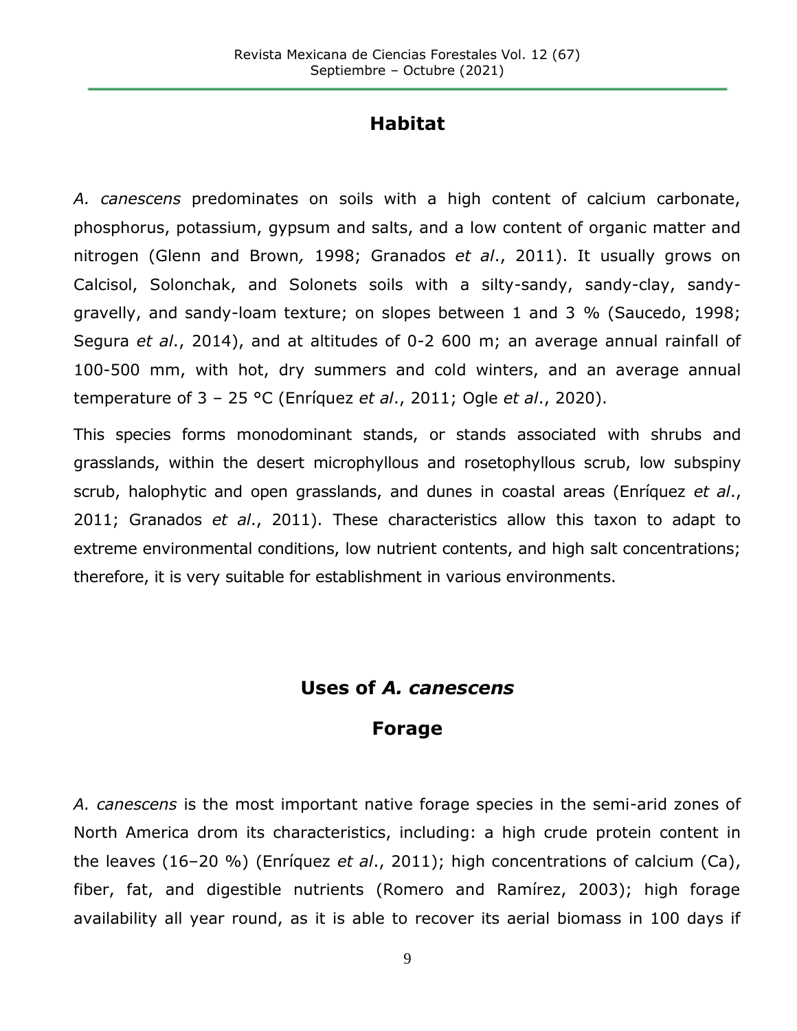## Habitat

*A. canescens* predominates on soils with a high content of calcium carbonate, phosphorus, potassium, gypsum and salts, and a low content of organic matter and nitrogen (Glenn and Brown*,* 1998; Granados *et al*., 2011). It usually grows on Calcisol, Solonchak, and Solonets soils with a silty-sandy, sandy-clay, sandy-gravelly, and sandy-loam texture; on slopes between 1 and 3 % (Saucedo, 1998; Segura *et al*., 2014), and at altitudes of 0-2 600 m; an average annual rainfall of 100-500 mm, with hot, dry summers and cold winters, and an average annual temperature of 3 – 25 °C (Enríquez *et al*., 2011; Ogle *et al*., 2020).

This species forms monodominant stands, or stands associated with shrubs and grasslands, within the desert microphyllous and rosetophyllous scrub, low subspiny scrub, halophytic and open grasslands, and dunes in coastal areas (Enríquez *et al*., 2011; Granados *et al*., 2011). These characteristics allow this taxon to adapt to extreme environmental conditions, low nutrient contents, and high salt concentrations; therefore, it is very suitable for establishment in various environments.

## Uses of *A. canescens*

### Forage

*A. canescens* is the most important native forage species in the semi-arid zones of North America drom its characteristics, including: a high crude protein content in the leaves (16–20 %) (Enríquez *et al*., 2011); high concentrations of calcium (Ca), fiber, fat, and digestible nutrients (Romero and Ramírez, 2003); high forage availability all year round, as it is able to recover its aerial biomass in 100 days if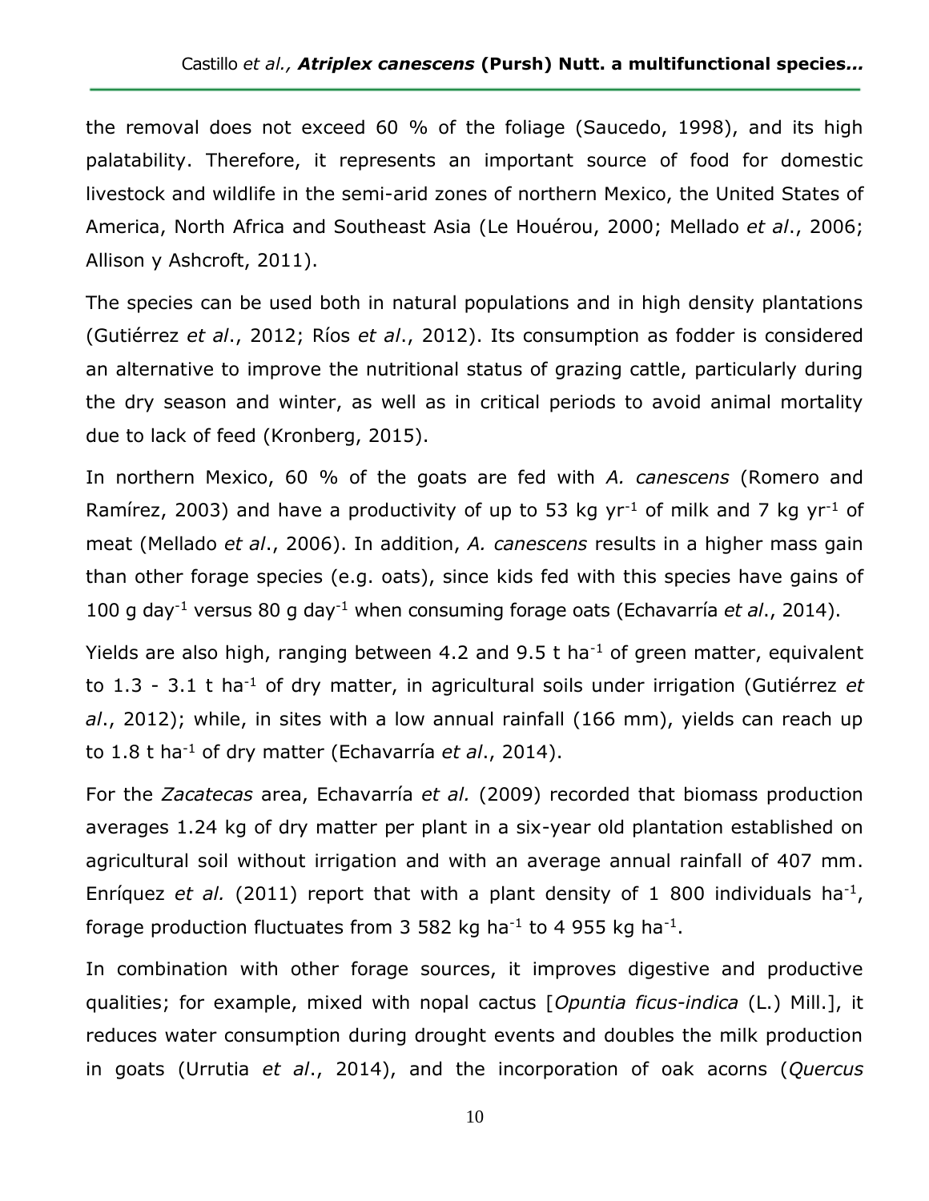the removal does not exceed 60 % of the foliage (Saucedo, 1998), and its high palatability. Therefore, it represents an important source of food for domestic livestock and wildlife in the semi-arid zones of northern Mexico, the United States of America, North Africa and Southeast Asia (Le Houérou, 2000; Mellado *et al*., 2006; Allison y Ashcroft, 2011).

The species can be used both in natural populations and in high density plantations (Gutiérrez *et al*., 2012; Ríos *et al*., 2012). Its consumption as fodder is considered an alternative to improve the nutritional status of grazing cattle, particularly during the dry season and winter, as well as in critical periods to avoid animal mortality due to lack of feed (Kronberg, 2015).

In northern Mexico, 60 % of the goats are fed with *A. canescens* (Romero and Ramírez, 2003) and have a productivity of up to 53 kg $yr^{-1}$ of milk and 7 kg $yr^{-1}$ of meat (Mellado *et al*., 2006). In addition, *A. canescens* results in a higher mass gain than other forage species (e.g. oats), since kids fed with this species have gains of 100 g $day^{-1}$ versus 80 g $day^{-1}$ when consuming forage oats (Echavarría *et al*., 2014).

Yields are also high, ranging between 4.2 and 9.5 t $ha^{-1}$ of green matter, equivalent to 1.3 - 3.1 t $ha^{-1}$ of dry matter, in agricultural soils under irrigation (Gutiérrez *et al*., 2012); while, in sites with a low annual rainfall (166 mm), yields can reach up to 1.8 t $ha^{-1}$ of dry matter (Echavarría *et al*., 2014).

For the *Zacatecas* area, Echavarría *et al.* (2009) recorded that biomass production averages 1.24 kg of dry matter per plant in a six-year old plantation established on agricultural soil without irrigation and with an average annual rainfall of 407 mm. Enríquez *et al.* (2011) report that with a plant density of 1 800 individuals $ha^{-1}$, forage production fluctuates from 3 582 kg $ha^{-1}$ to 4 955 kg $ha^{-1}$.

In combination with other forage sources, it improves digestive and productive qualities; for example, mixed with nopal cactus [*Opuntia ficus-indica* (L.) Mill.], it reduces water consumption during drought events and doubles the milk production in goats (Urrutia *et al*., 2014), and the incorporation of oak acorns (*Quercus*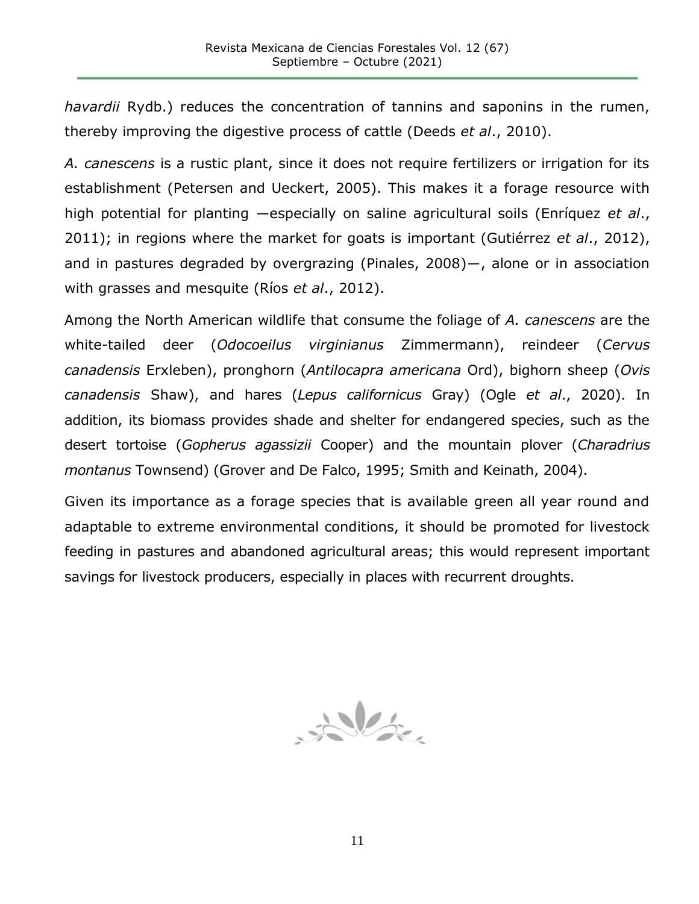*havardii* Rydb.) reduces the concentration of tannins and saponins in the rumen, thereby improving the digestive process of cattle (Deeds *et al*., 2010).

*A. canescens* is a rustic plant, since it does not require fertilizers or irrigation for its establishment (Petersen and Ueckert, 2005). This makes it a forage resource with high potential for planting —especially on saline agricultural soils (Enríquez *et al*., 2011); in regions where the market for goats is important (Gutiérrez *et al*., 2012), and in pastures degraded by overgrazing (Pinales, 2008)—, alone or in association with grasses and mesquite (Ríos *et al*., 2012).

Among the North American wildlife that consume the foliage of *A. canescens* are the white-tailed deer (*Odocoeilus virginianus* Zimmermann), reindeer (*Cervus canadensis* Erxleben), pronghorn (*Antilocapra americana* Ord), bighorn sheep (*Ovis canadensis* Shaw), and hares (*Lepus californicus* Gray) (Ogle *et al*., 2020). In addition, its biomass provides shade and shelter for endangered species, such as the desert tortoise (*Gopherus agassizii* Cooper) and the mountain plover (*Charadrius montanus* Townsend) (Grover and De Falco, 1995; Smith and Keinath, 2004).

Given its importance as a forage species that is available green all year round and adaptable to extreme environmental conditions, it should be promoted for livestock feeding in pastures and abandoned agricultural areas; this would represent important savings for livestock producers, especially in places with recurrent droughts.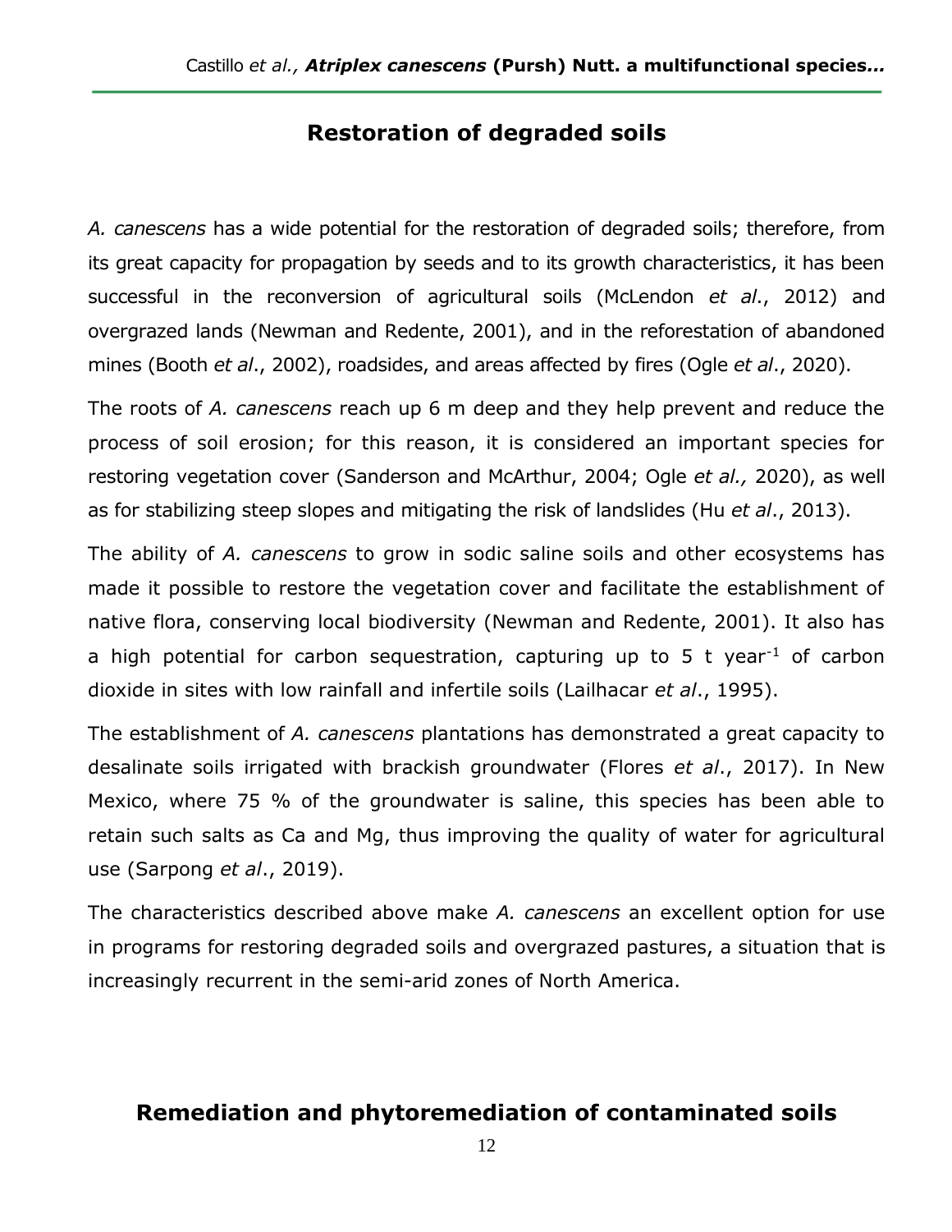## Restoration of degraded soils

*A. canescens* has a wide potential for the restoration of degraded soils; therefore, from its great capacity for propagation by seeds and to its growth characteristics, it has been successful in the reconversion of agricultural soils (McLendon *et al*., 2012) and overgrazed lands (Newman and Redente, 2001), and in the reforestation of abandoned mines (Booth *et al*., 2002), roadsides, and areas affected by fires (Ogle *et al*., 2020).

The roots of *A. canescens* reach up 6 m deep and they help prevent and reduce the process of soil erosion; for this reason, it is considered an important species for restoring vegetation cover (Sanderson and McArthur, 2004; Ogle *et al.,* 2020), as well as for stabilizing steep slopes and mitigating the risk of landslides (Hu *et al*., 2013).

The ability of *A. canescens* to grow in sodic saline soils and other ecosystems has made it possible to restore the vegetation cover and facilitate the establishment of native flora, conserving local biodiversity (Newman and Redente, 2001). It also has a high potential for carbon sequestration, capturing up to 5 t year$^{-1}$ of carbon dioxide in sites with low rainfall and infertile soils (Lailhacar *et al*., 1995).

The establishment of *A. canescens* plantations has demonstrated a great capacity to desalinate soils irrigated with brackish groundwater (Flores *et al*., 2017). In New Mexico, where 75 % of the groundwater is saline, this species has been able to retain such salts as Ca and Mg, thus improving the quality of water for agricultural use (Sarpong *et al*., 2019).

The characteristics described above make *A. canescens* an excellent option for use in programs for restoring degraded soils and overgrazed pastures, a situation that is increasingly recurrent in the semi-arid zones of North America.

## Remediation and phytoremediation of contaminated soils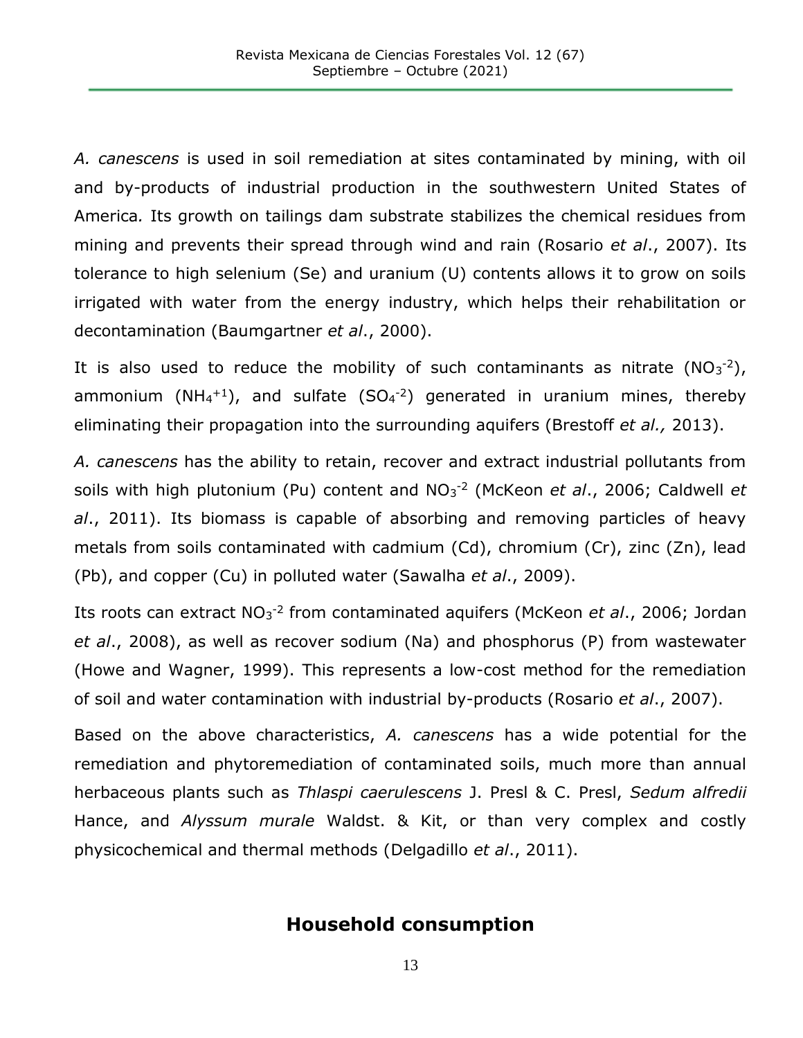*A. canescens* is used in soil remediation at sites contaminated by mining, with oil and by-products of industrial production in the southwestern United States of America*.* Its growth on tailings dam substrate stabilizes the chemical residues from mining and prevents their spread through wind and rain (Rosario *et al*., 2007). Its tolerance to high selenium (Se) and uranium (U) contents allows it to grow on soils irrigated with water from the energy industry, which helps their rehabilitation or decontamination (Baumgartner *et al*., 2000).

It is also used to reduce the mobility of such contaminants as nitrate ($NO_3^{-2}$), ammonium ($NH_4^{+1}$), and sulfate ($SO_4^{-2}$) generated in uranium mines, thereby eliminating their propagation into the surrounding aquifers (Brestoff *et al.,* 2013).

*A. canescens* has the ability to retain, recover and extract industrial pollutants from soils with high plutonium (Pu) content and $NO_3^{-2}$ (McKeon *et al*., 2006; Caldwell *et al*., 2011). Its biomass is capable of absorbing and removing particles of heavy metals from soils contaminated with cadmium (Cd), chromium (Cr), zinc (Zn), lead (Pb), and copper (Cu) in polluted water (Sawalha *et al*., 2009).

Its roots can extract $NO_3^{-2}$ from contaminated aquifers (McKeon *et al*., 2006; Jordan *et al*., 2008), as well as recover sodium (Na) and phosphorus (P) from wastewater (Howe and Wagner, 1999). This represents a low-cost method for the remediation of soil and water contamination with industrial by-products (Rosario *et al*., 2007).

Based on the above characteristics, *A. canescens* has a wide potential for the remediation and phytoremediation of contaminated soils, much more than annual herbaceous plants such as *Thlaspi caerulescens* J. Presl & C. Presl, *Sedum alfredii* Hance, and *Alyssum murale* Waldst. & Kit, or than very complex and costly physicochemical and thermal methods (Delgadillo *et al*., 2011).

## Household consumption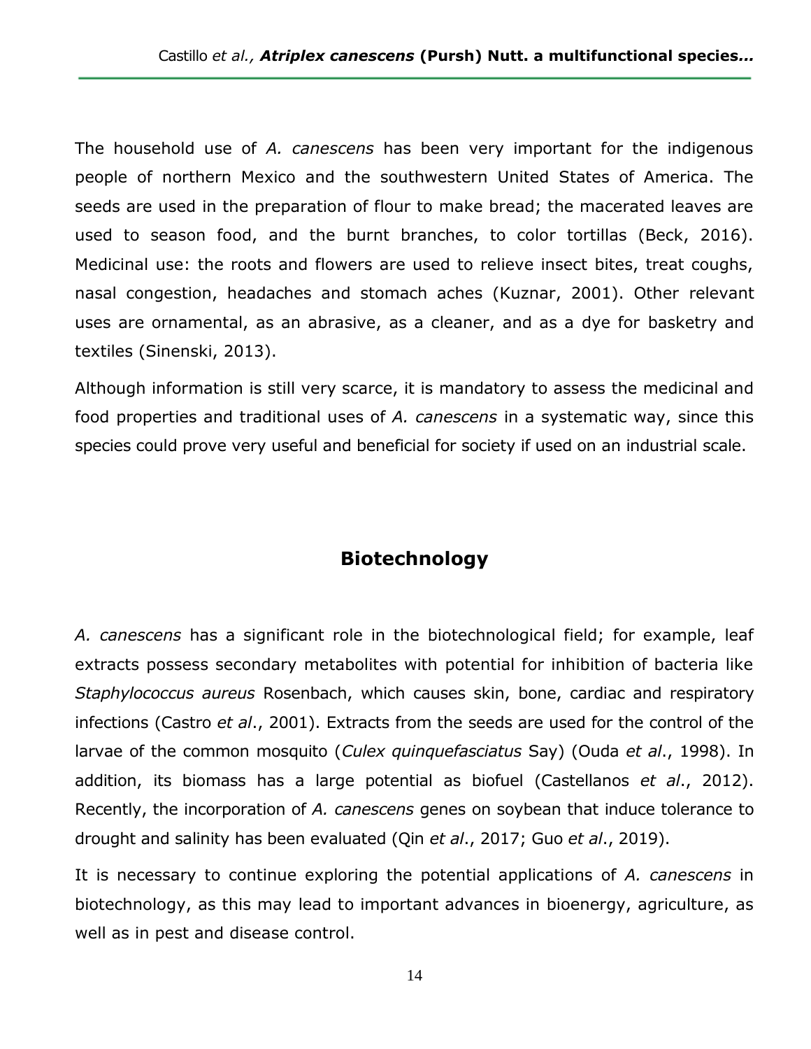The household use of *A. canescens* has been very important for the indigenous people of northern Mexico and the southwestern United States of America. The seeds are used in the preparation of flour to make bread; the macerated leaves are used to season food, and the burnt branches, to color tortillas (Beck, 2016). Medicinal use: the roots and flowers are used to relieve insect bites, treat coughs, nasal congestion, headaches and stomach aches (Kuznar, 2001). Other relevant uses are ornamental, as an abrasive, as a cleaner, and as a dye for basketry and textiles (Sinenski, 2013).

Although information is still very scarce, it is mandatory to assess the medicinal and food properties and traditional uses of *A. canescens* in a systematic way, since this species could prove very useful and beneficial for society if used on an industrial scale.

## Biotechnology

*A. canescens* has a significant role in the biotechnological field; for example, leaf extracts possess secondary metabolites with potential for inhibition of bacteria like *Staphylococcus aureus* Rosenbach, which causes skin, bone, cardiac and respiratory infections (Castro *et al*., 2001). Extracts from the seeds are used for the control of the larvae of the common mosquito (*Culex quinquefasciatus* Say) (Ouda *et al*., 1998). In addition, its biomass has a large potential as biofuel (Castellanos *et al*., 2012). Recently, the incorporation of *A. canescens* genes on soybean that induce tolerance to drought and salinity has been evaluated (Qin *et al*., 2017; Guo *et al*., 2019).

It is necessary to continue exploring the potential applications of *A. canescens* in biotechnology, as this may lead to important advances in bioenergy, agriculture, as well as in pest and disease control.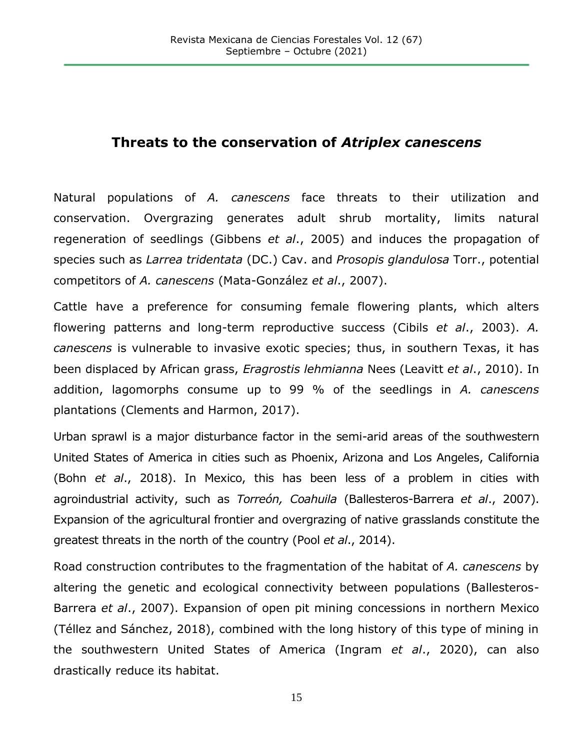## Threats to the conservation of *Atriplex canescens*

Natural populations of *A. canescens* face threats to their utilization and conservation. Overgrazing generates adult shrub mortality, limits natural regeneration of seedlings (Gibbens *et al*., 2005) and induces the propagation of species such as *Larrea tridentata* (DC.) Cav. and *Prosopis glandulosa* Torr., potential competitors of *A. canescens* (Mata-González *et al*., 2007).

Cattle have a preference for consuming female flowering plants, which alters flowering patterns and long-term reproductive success (Cibils *et al*., 2003). *A. canescens* is vulnerable to invasive exotic species; thus, in southern Texas, it has been displaced by African grass, *Eragrostis lehmianna* Nees (Leavitt *et al*., 2010). In addition, lagomorphs consume up to 99 % of the seedlings in *A. canescens* plantations (Clements and Harmon, 2017).

Urban sprawl is a major disturbance factor in the semi-arid areas of the southwestern United States of America in cities such as Phoenix, Arizona and Los Angeles, California (Bohn *et al*., 2018). In Mexico, this has been less of a problem in cities with agroindustrial activity, such as *Torreón, Coahuila* (Ballesteros-Barrera *et al*., 2007). Expansion of the agricultural frontier and overgrazing of native grasslands constitute the greatest threats in the north of the country (Pool *et al*., 2014).

Road construction contributes to the fragmentation of the habitat of *A. canescens* by altering the genetic and ecological connectivity between populations (Ballesteros-Barrera *et al*., 2007). Expansion of open pit mining concessions in northern Mexico (Téllez and Sánchez, 2018), combined with the long history of this type of mining in the southwestern United States of America (Ingram *et al*., 2020), can also drastically reduce its habitat.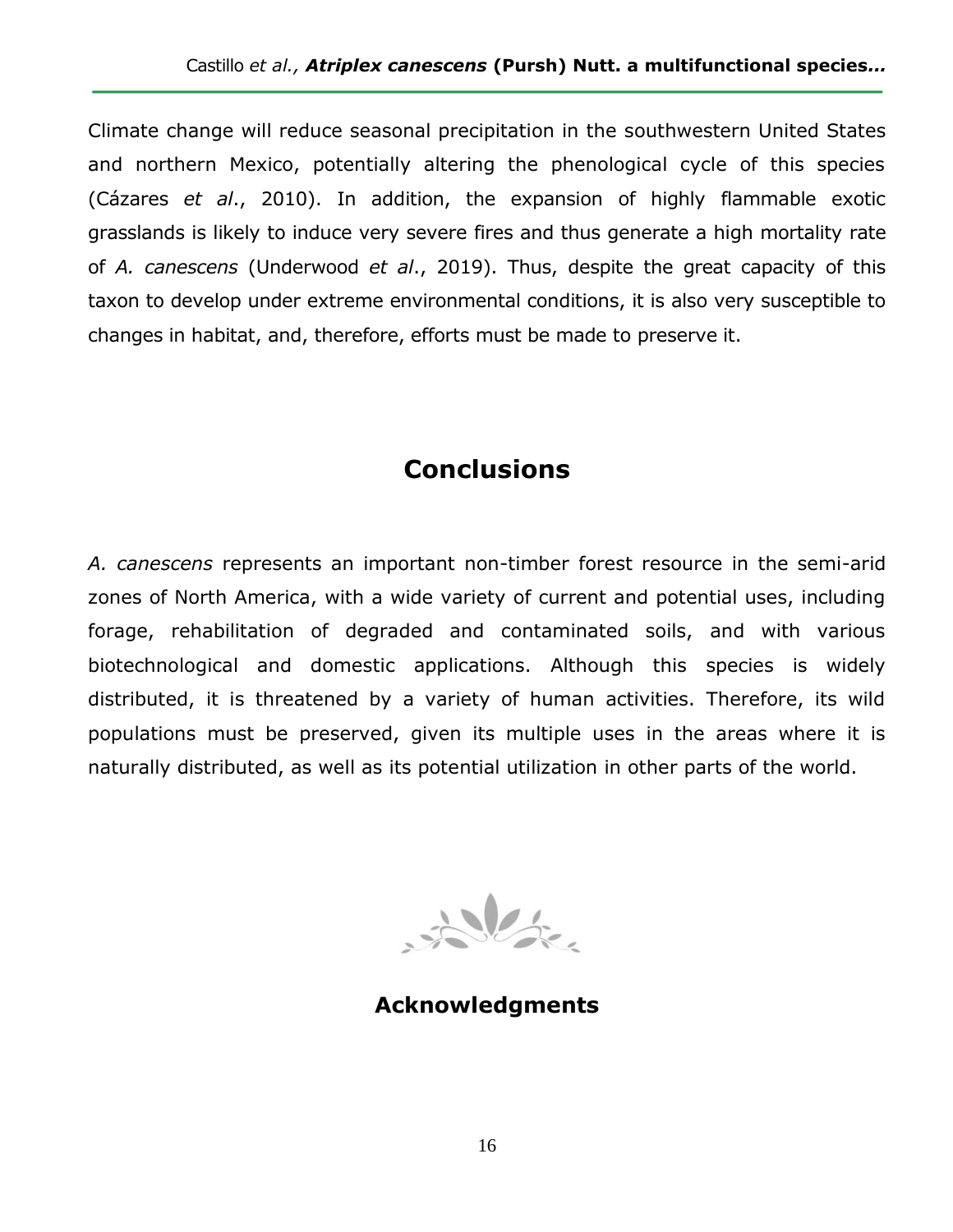Climate change will reduce seasonal precipitation in the southwestern United States and northern Mexico, potentially altering the phenological cycle of this species (Cázares *et al*., 2010). In addition, the expansion of highly flammable exotic grasslands is likely to induce very severe fires and thus generate a high mortality rate of *A. canescens* (Underwood *et al*., 2019). Thus, despite the great capacity of this taxon to develop under extreme environmental conditions, it is also very susceptible to changes in habitat, and, therefore, efforts must be made to preserve it.

# Conclusions

*A. canescens* represents an important non-timber forest resource in the semi-arid zones of North America, with a wide variety of current and potential uses, including forage, rehabilitation of degraded and contaminated soils, and with various biotechnological and domestic applications. Although this species is widely distributed, it is threatened by a variety of human activities. Therefore, its wild populations must be preserved, given its multiple uses in the areas where it is naturally distributed, as well as its potential utilization in other parts of the world.

## Acknowledgments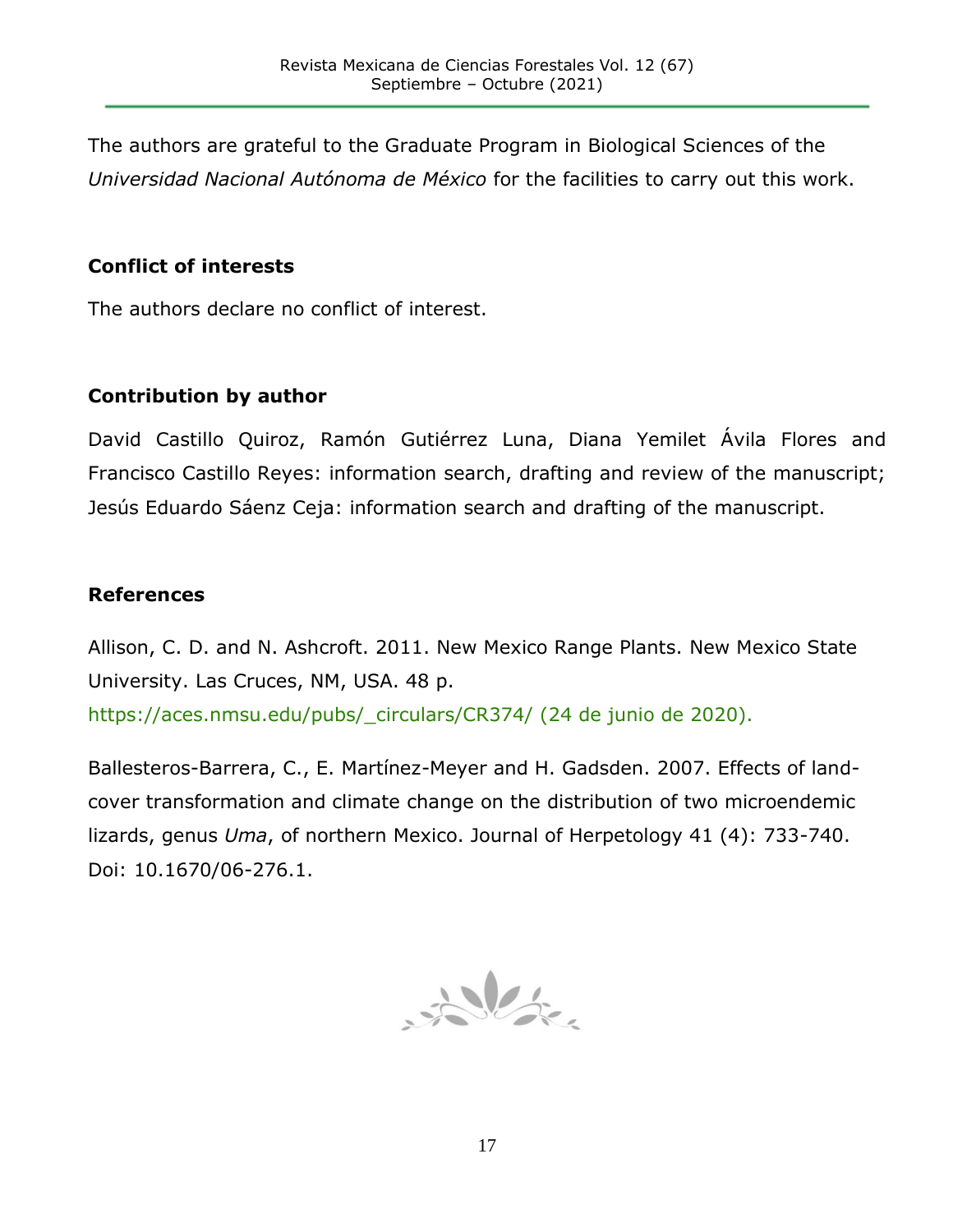The authors are grateful to the Graduate Program in Biological Sciences of the *Universidad Nacional Autónoma de México* for the facilities to carry out this work.

## Conflict of interests

The authors declare no conflict of interest.

## Contribution by author

David Castillo Quiroz, Ramón Gutiérrez Luna, Diana Yemilet Ávila Flores and Francisco Castillo Reyes: information search, drafting and review of the manuscript; Jesús Eduardo Sáenz Ceja: information search and drafting of the manuscript.

## References

Allison, C. D. and N. Ashcroft. 2011. New Mexico Range Plants. New Mexico State University. Las Cruces, NM, USA. 48 p. https://aces.nmsu.edu/pubs/_circulars/CR374/ (24 de junio de 2020).

Ballesteros-Barrera, C., E. Martínez-Meyer and H. Gadsden. 2007. Effects of land-cover transformation and climate change on the distribution of two microendemic lizards, genus *Uma*, of northern Mexico. Journal of Herpetology 41 (4): 733-740. Doi: 10.1670/06-276.1.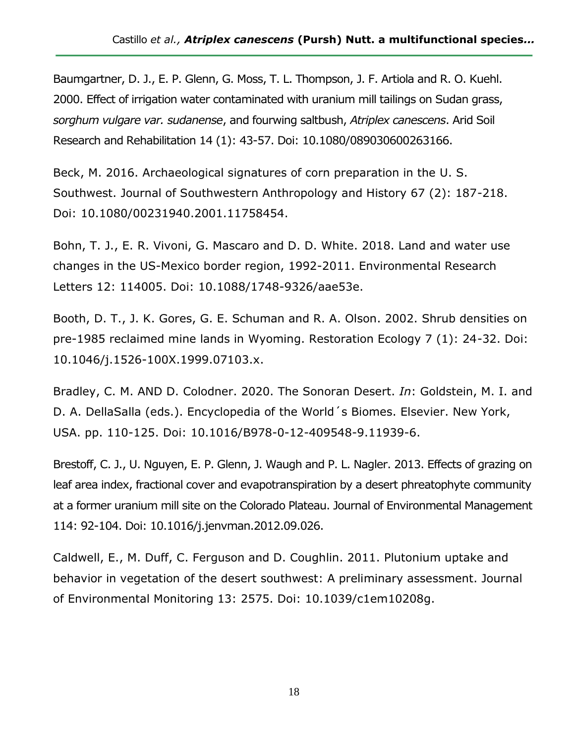Baumgartner, D. J., E. P. Glenn, G. Moss, T. L. Thompson, J. F. Artiola and R. O. Kuehl. 2000. Effect of irrigation water contaminated with uranium mill tailings on Sudan grass, *sorghum vulgare var. sudanense*, and fourwing saltbush, *Atriplex canescens*. Arid Soil Research and Rehabilitation 14 (1): 43-57. Doi: 10.1080/089030600263166.

Beck, M. 2016. Archaeological signatures of corn preparation in the U. S. Southwest. Journal of Southwestern Anthropology and History 67 (2): 187-218. Doi: 10.1080/00231940.2001.11758454.

Bohn, T. J., E. R. Vivoni, G. Mascaro and D. D. White. 2018. Land and water use changes in the US-Mexico border region, 1992-2011. Environmental Research Letters 12: 114005. Doi: 10.1088/1748-9326/aae53e.

Booth, D. T., J. K. Gores, G. E. Schuman and R. A. Olson. 2002. Shrub densities on pre-1985 reclaimed mine lands in Wyoming. Restoration Ecology 7 (1): 24-32. Doi: 10.1046/j.1526-100X.1999.07103.x.

Bradley, C. M. AND D. Colodner. 2020. The Sonoran Desert. *In*: Goldstein, M. I. and D. A. DellaSalla (eds.). Encyclopedia of the World´s Biomes. Elsevier. New York, USA. pp. 110-125. Doi: 10.1016/B978-0-12-409548-9.11939-6.

Brestoff, C. J., U. Nguyen, E. P. Glenn, J. Waugh and P. L. Nagler. 2013. Effects of grazing on leaf area index, fractional cover and evapotranspiration by a desert phreatophyte community at a former uranium mill site on the Colorado Plateau. Journal of Environmental Management 114: 92-104. Doi: 10.1016/j.jenvman.2012.09.026.

Caldwell, E., M. Duff, C. Ferguson and D. Coughlin. 2011. Plutonium uptake and behavior in vegetation of the desert southwest: A preliminary assessment. Journal of Environmental Monitoring 13: 2575. Doi: 10.1039/c1em10208g.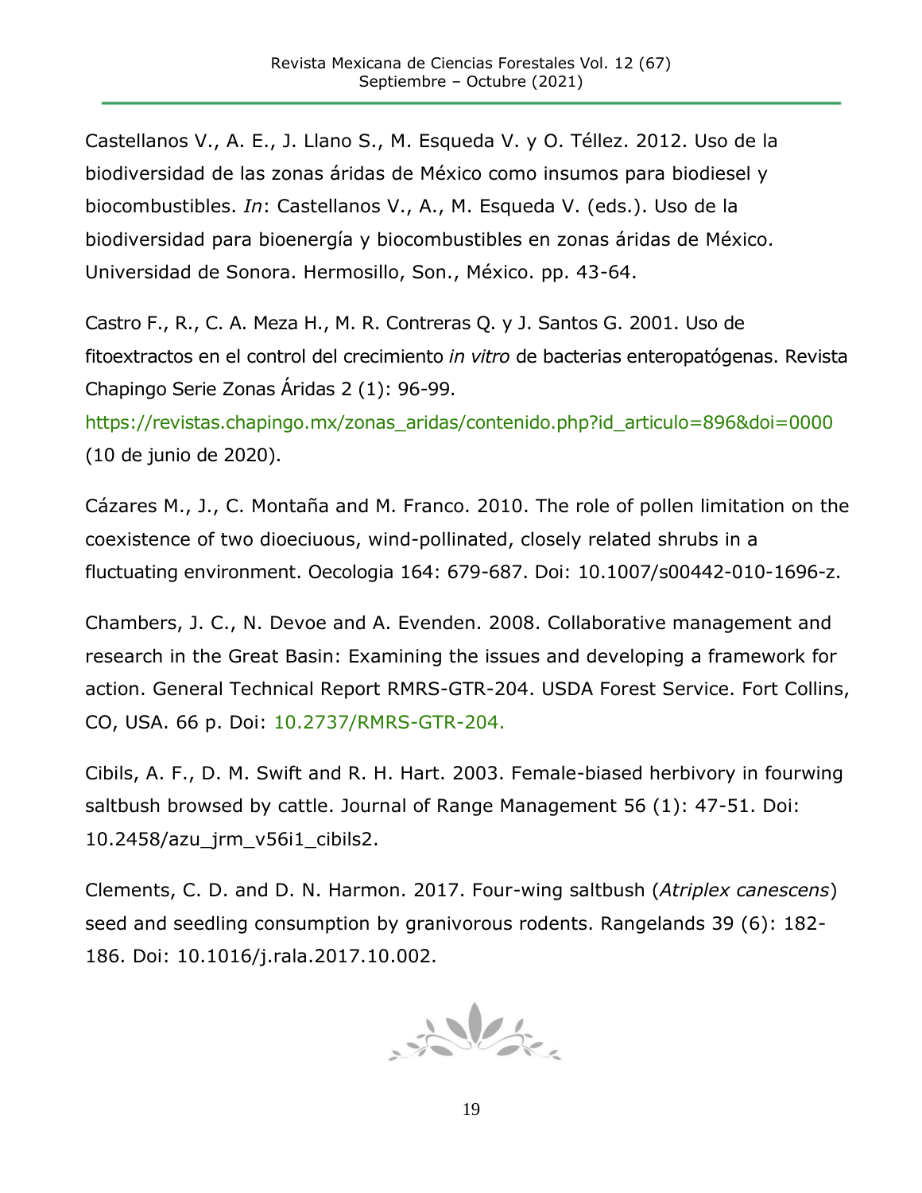Castellanos V., A. E., J. Llano S., M. Esqueda V. y O. Téllez. 2012. Uso de la biodiversidad de las zonas áridas de México como insumos para biodiesel y biocombustibles. *In*: Castellanos V., A., M. Esqueda V. (eds.). Uso de la biodiversidad para bioenergía y biocombustibles en zonas áridas de México. Universidad de Sonora. Hermosillo, Son., México. pp. 43-64.

Castro F., R., C. A. Meza H., M. R. Contreras Q. y J. Santos G. 2001. Uso de fitoextractos en el control del crecimiento *in vitro* de bacterias enteropatógenas. Revista Chapingo Serie Zonas Áridas 2 (1): 96-99. https://revistas.chapingo.mx/zonas_aridas/contenido.php?id_articulo=896&doi=0000 (10 de junio de 2020).

Cázares M., J., C. Montaña and M. Franco. 2010. The role of pollen limitation on the coexistence of two dioeciuous, wind-pollinated, closely related shrubs in a fluctuating environment. Oecologia 164: 679-687. Doi: 10.1007/s00442-010-1696-z.

Chambers, J. C., N. Devoe and A. Evenden. 2008. Collaborative management and research in the Great Basin: Examining the issues and developing a framework for action. General Technical Report RMRS-GTR-204. USDA Forest Service. Fort Collins, CO, USA. 66 p. Doi: 10.2737/RMRS-GTR-204.

Cibils, A. F., D. M. Swift and R. H. Hart. 2003. Female-biased herbivory in fourwing saltbush browsed by cattle. Journal of Range Management 56 (1): 47-51. Doi: 10.2458/azu_jrm_v56i1_cibils2.

Clements, C. D. and D. N. Harmon. 2017. Four-wing saltbush (*Atriplex canescens*) seed and seedling consumption by granivorous rodents. Rangelands 39 (6): 182-186. Doi: 10.1016/j.rala.2017.10.002.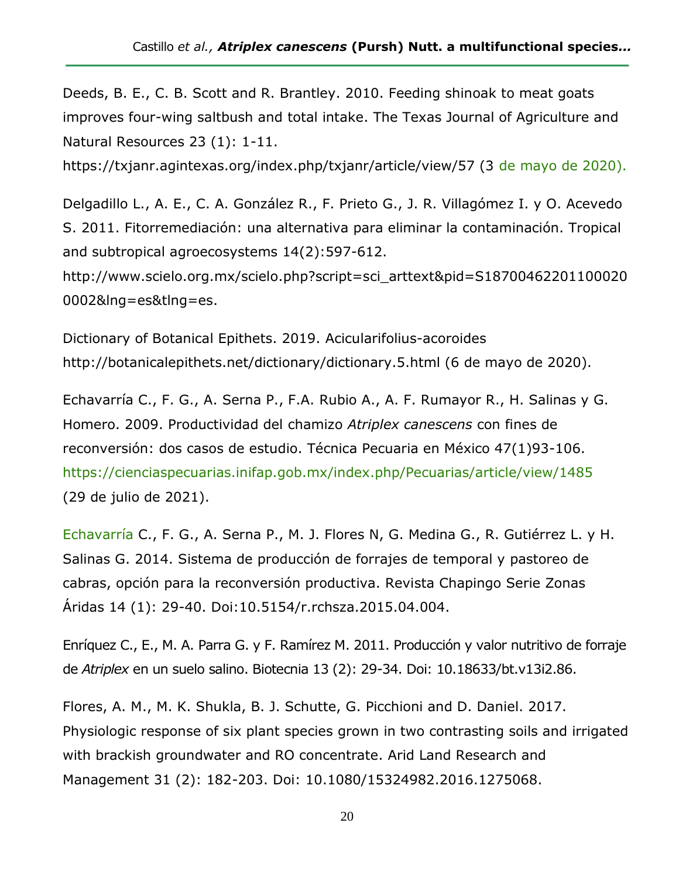Deeds, B. E., C. B. Scott and R. Brantley. 2010. Feeding shinoak to meat goats improves four-wing saltbush and total intake. The Texas Journal of Agriculture and Natural Resources 23 (1): 1-11. https://txjanr.agintexas.org/index.php/txjanr/article/view/57 (3 de mayo de 2020).

Delgadillo L., A. E., C. A. González R., F. Prieto G., J. R. Villagómez I. y O. Acevedo S. 2011. Fitorremediación: una alternativa para eliminar la contaminación. Tropical and subtropical agroecosystems 14(2):597-612. http://www.scielo.org.mx/scielo.php?script=sci_arttext&pid=S18700462201100020 0002&lng=es&tlng=es.

Dictionary of Botanical Epithets. 2019. Acicularifolius-acoroides http://botanicalepithets.net/dictionary/dictionary.5.html (6 de mayo de 2020).

Echavarría C., F. G., A. Serna P., F.A. Rubio A., A. F. Rumayor R., H. Salinas y G. Homero. 2009. Productividad del chamizo *Atriplex canescens* con fines de reconversión: dos casos de estudio. Técnica Pecuaria en México 47(1)93-106. https://cienciaspecuarias.inifap.gob.mx/index.php/Pecuarias/article/view/1485 (29 de julio de 2021).

Echavarría C., F. G., A. Serna P., M. J. Flores N, G. Medina G., R. Gutiérrez L. y H. Salinas G. 2014. Sistema de producción de forrajes de temporal y pastoreo de cabras, opción para la reconversión productiva. Revista Chapingo Serie Zonas Áridas 14 (1): 29-40. Doi:10.5154/r.rchsza.2015.04.004.

Enríquez C., E., M. A. Parra G. y F. Ramírez M. 2011. Producción y valor nutritivo de forraje de *Atriplex* en un suelo salino. Biotecnia 13 (2): 29-34. Doi: 10.18633/bt.v13i2.86.

Flores, A. M., M. K. Shukla, B. J. Schutte, G. Picchioni and D. Daniel. 2017. Physiologic response of six plant species grown in two contrasting soils and irrigated with brackish groundwater and RO concentrate. Arid Land Research and Management 31 (2): 182-203. Doi: 10.1080/15324982.2016.1275068.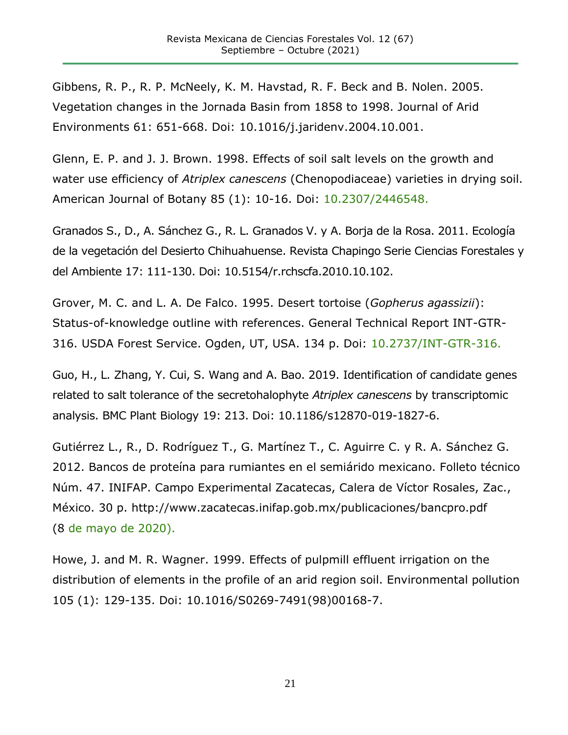Gibbens, R. P., R. P. McNeely, K. M. Havstad, R. F. Beck and B. Nolen. 2005. Vegetation changes in the Jornada Basin from 1858 to 1998. Journal of Arid Environments 61: 651-668. Doi: 10.1016/j.jaridenv.2004.10.001.

Glenn, E. P. and J. J. Brown. 1998. Effects of soil salt levels on the growth and water use efficiency of *Atriplex canescens* (Chenopodiaceae) varieties in drying soil. American Journal of Botany 85 (1): 10-16. Doi: 10.2307/2446548.

Granados S., D., A. Sánchez G., R. L. Granados V. y A. Borja de la Rosa. 2011. Ecología de la vegetación del Desierto Chihuahuense. Revista Chapingo Serie Ciencias Forestales y del Ambiente 17: 111-130. Doi: 10.5154/r.rchscfa.2010.10.102.

Grover, M. C. and L. A. De Falco. 1995. Desert tortoise (*Gopherus agassizii*): Status-of-knowledge outline with references. General Technical Report INT-GTR-316. USDA Forest Service. Ogden, UT, USA. 134 p. Doi: 10.2737/INT-GTR-316.

Guo, H., L. Zhang, Y. Cui, S. Wang and A. Bao. 2019. Identification of candidate genes related to salt tolerance of the secretohalophyte *Atriplex canescens* by transcriptomic analysis. BMC Plant Biology 19: 213. Doi: 10.1186/s12870-019-1827-6.

Gutiérrez L., R., D. Rodríguez T., G. Martínez T., C. Aguirre C. y R. A. Sánchez G. 2012. Bancos de proteína para rumiantes en el semiárido mexicano. Folleto técnico Núm. 47. INIFAP. Campo Experimental Zacatecas, Calera de Víctor Rosales, Zac., México. 30 p. http://www.zacatecas.inifap.gob.mx/publicaciones/bancpro.pdf (8 de mayo de 2020).

Howe, J. and M. R. Wagner. 1999. Effects of pulpmill effluent irrigation on the distribution of elements in the profile of an arid region soil. Environmental pollution 105 (1): 129-135. Doi: 10.1016/S0269-7491(98)00168-7.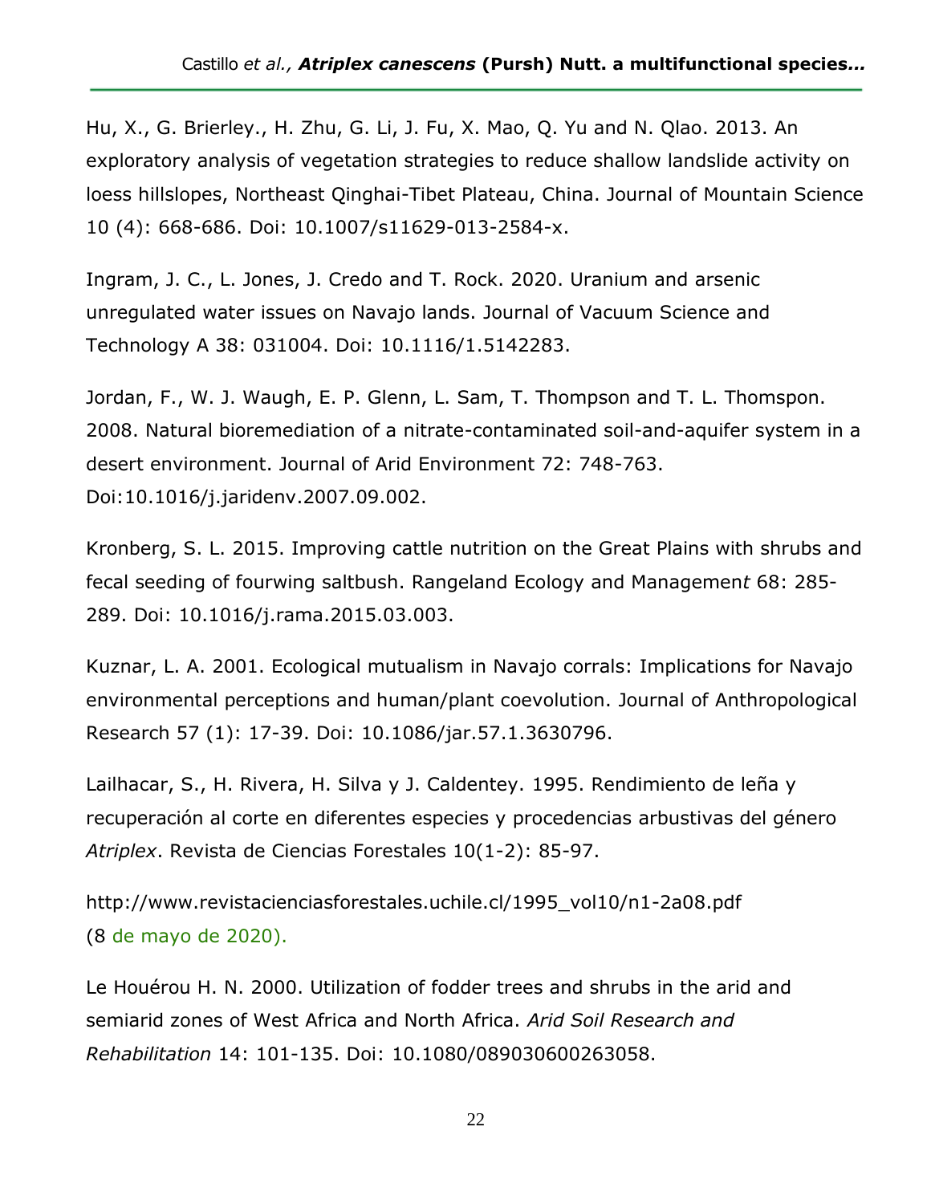Hu, X., G. Brierley., H. Zhu, G. Li, J. Fu, X. Mao, Q. Yu and N. Qlao. 2013. An exploratory analysis of vegetation strategies to reduce shallow landslide activity on loess hillslopes, Northeast Qinghai-Tibet Plateau, China. Journal of Mountain Science 10 (4): 668-686. Doi: 10.1007/s11629-013-2584-x.

Ingram, J. C., L. Jones, J. Credo and T. Rock. 2020. Uranium and arsenic unregulated water issues on Navajo lands. Journal of Vacuum Science and Technology A 38: 031004. Doi: 10.1116/1.5142283.

Jordan, F., W. J. Waugh, E. P. Glenn, L. Sam, T. Thompson and T. L. Thomspon. 2008. Natural bioremediation of a nitrate-contaminated soil-and-aquifer system in a desert environment. Journal of Arid Environment 72: 748-763. Doi:10.1016/j.jaridenv.2007.09.002.

Kronberg, S. L. 2015. Improving cattle nutrition on the Great Plains with shrubs and fecal seeding of fourwing saltbush. Rangeland Ecology and Managemen*t* 68: 285-289. Doi: 10.1016/j.rama.2015.03.003.

Kuznar, L. A. 2001. Ecological mutualism in Navajo corrals: Implications for Navajo environmental perceptions and human/plant coevolution. Journal of Anthropological Research 57 (1): 17-39. Doi: 10.1086/jar.57.1.3630796.

Lailhacar, S., H. Rivera, H. Silva y J. Caldentey. 1995. Rendimiento de leña y recuperación al corte en diferentes especies y procedencias arbustivas del género *Atriplex*. Revista de Ciencias Forestales 10(1-2): 85-97.

http://www.revistacienciasforestales.uchile.cl/1995_vol10/n1-2a08.pdf (8 de mayo de 2020).

Le Houérou H. N. 2000. Utilization of fodder trees and shrubs in the arid and semiarid zones of West Africa and North Africa. *Arid Soil Research and Rehabilitation* 14: 101-135. Doi: 10.1080/089030600263058.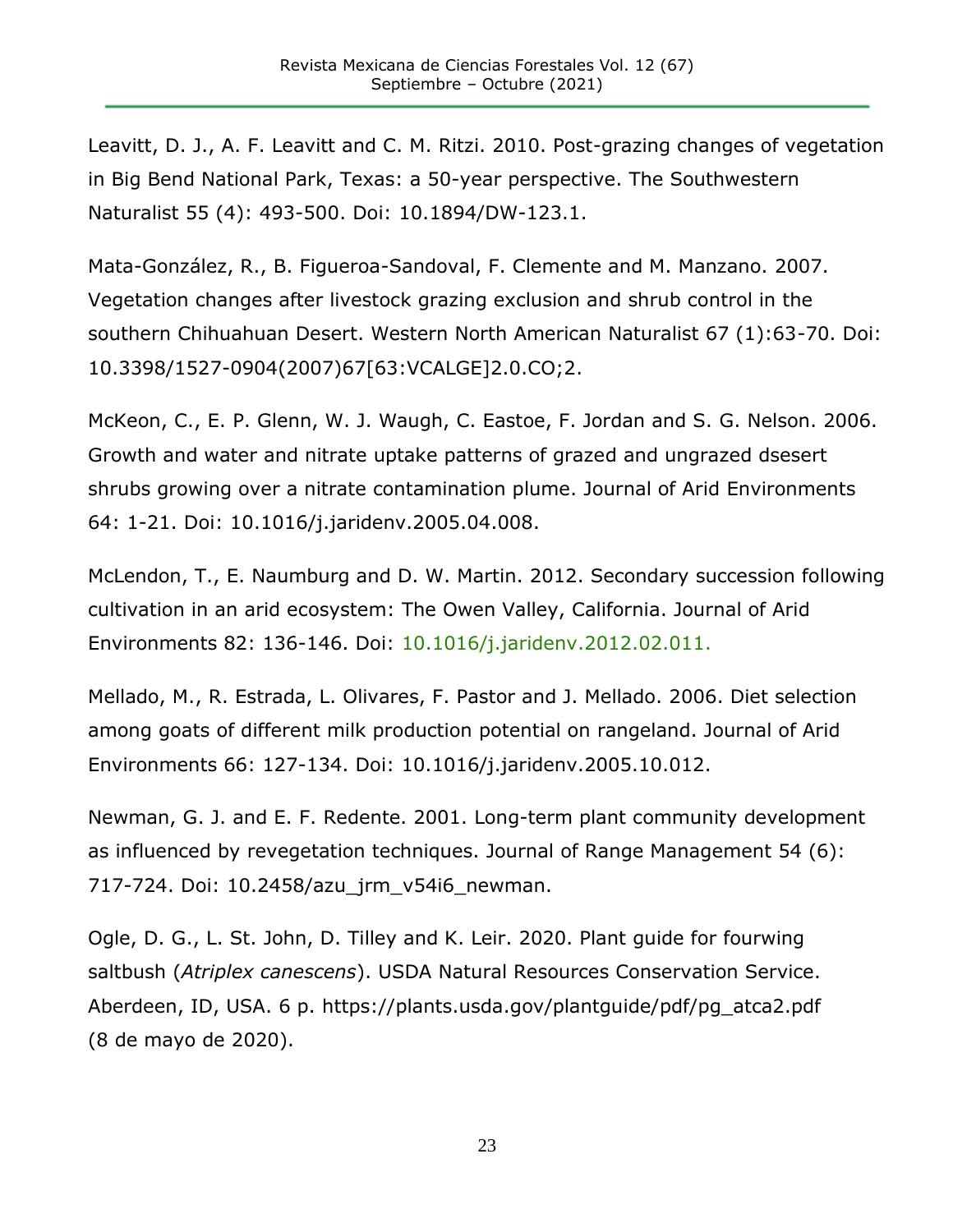Leavitt, D. J., A. F. Leavitt and C. M. Ritzi. 2010. Post-grazing changes of vegetation in Big Bend National Park, Texas: a 50-year perspective. The Southwestern Naturalist 55 (4): 493-500. Doi: 10.1894/DW-123.1.

Mata-González, R., B. Figueroa-Sandoval, F. Clemente and M. Manzano. 2007. Vegetation changes after livestock grazing exclusion and shrub control in the southern Chihuahuan Desert. Western North American Naturalist 67 (1):63-70. Doi: 10.3398/1527-0904(2007)67[63:VCALGE]2.0.CO;2.

McKeon, C., E. P. Glenn, W. J. Waugh, C. Eastoe, F. Jordan and S. G. Nelson. 2006. Growth and water and nitrate uptake patterns of grazed and ungrazed dsesert shrubs growing over a nitrate contamination plume. Journal of Arid Environments 64: 1-21. Doi: 10.1016/j.jaridenv.2005.04.008.

McLendon, T., E. Naumburg and D. W. Martin. 2012. Secondary succession following cultivation in an arid ecosystem: The Owen Valley, California. Journal of Arid Environments 82: 136-146. Doi: 10.1016/j.jaridenv.2012.02.011.

Mellado, M., R. Estrada, L. Olivares, F. Pastor and J. Mellado. 2006. Diet selection among goats of different milk production potential on rangeland. Journal of Arid Environments 66: 127-134. Doi: 10.1016/j.jaridenv.2005.10.012.

Newman, G. J. and E. F. Redente. 2001. Long-term plant community development as influenced by revegetation techniques. Journal of Range Management 54 (6): 717-724. Doi: 10.2458/azu_jrm_v54i6_newman.

Ogle, D. G., L. St. John, D. Tilley and K. Leir. 2020. Plant guide for fourwing saltbush (*Atriplex canescens*). USDA Natural Resources Conservation Service. Aberdeen, ID, USA. 6 p. https://plants.usda.gov/plantguide/pdf/pg_atca2.pdf (8 de mayo de 2020).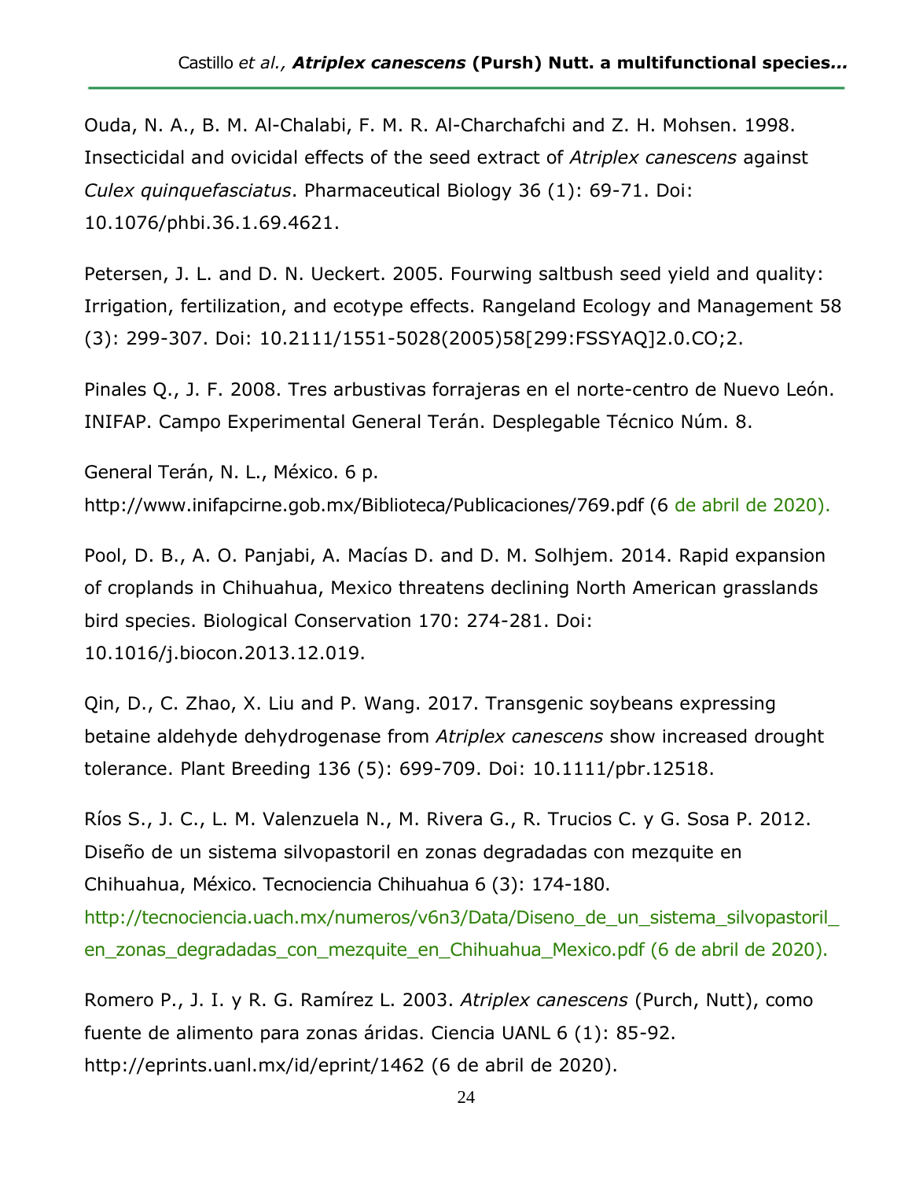Ouda, N. A., B. M. Al-Chalabi, F. M. R. Al-Charchafchi and Z. H. Mohsen. 1998. Insecticidal and ovicidal effects of the seed extract of *Atriplex canescens* against *Culex quinquefasciatus*. Pharmaceutical Biology 36 (1): 69-71. Doi: 10.1076/phbi.36.1.69.4621.

Petersen, J. L. and D. N. Ueckert. 2005. Fourwing saltbush seed yield and quality: Irrigation, fertilization, and ecotype effects. Rangeland Ecology and Management 58 (3): 299-307. Doi: 10.2111/1551-5028(2005)58[299:FSSYAQ]2.0.CO;2.

Pinales Q., J. F. 2008. Tres arbustivas forrajeras en el norte-centro de Nuevo León. INIFAP. Campo Experimental General Terán. Desplegable Técnico Núm. 8.

General Terán, N. L., México. 6 p. http://www.inifapcirne.gob.mx/Biblioteca/Publicaciones/769.pdf (6 de abril de 2020).

Pool, D. B., A. O. Panjabi, A. Macías D. and D. M. Solhjem. 2014. Rapid expansion of croplands in Chihuahua, Mexico threatens declining North American grasslands bird species. Biological Conservation 170: 274-281. Doi: 10.1016/j.biocon.2013.12.019.

Qin, D., C. Zhao, X. Liu and P. Wang. 2017. Transgenic soybeans expressing betaine aldehyde dehydrogenase from *Atriplex canescens* show increased drought tolerance. Plant Breeding 136 (5): 699-709. Doi: 10.1111/pbr.12518.

Ríos S., J. C., L. M. Valenzuela N., M. Rivera G., R. Trucios C. y G. Sosa P. 2012. Diseño de un sistema silvopastoril en zonas degradadas con mezquite en Chihuahua, México. Tecnociencia Chihuahua 6 (3): 174-180. http://tecnociencia.uach.mx/numeros/v6n3/Data/Diseno_de_un_sistema_silvopastoril_en_zonas_degradadas_con_mezquite_en_Chihuahua_Mexico.pdf (6 de abril de 2020).

Romero P., J. I. y R. G. Ramírez L. 2003. *Atriplex canescens* (Purch, Nutt), como fuente de alimento para zonas áridas. Ciencia UANL 6 (1): 85-92. http://eprints.uanl.mx/id/eprint/1462 (6 de abril de 2020).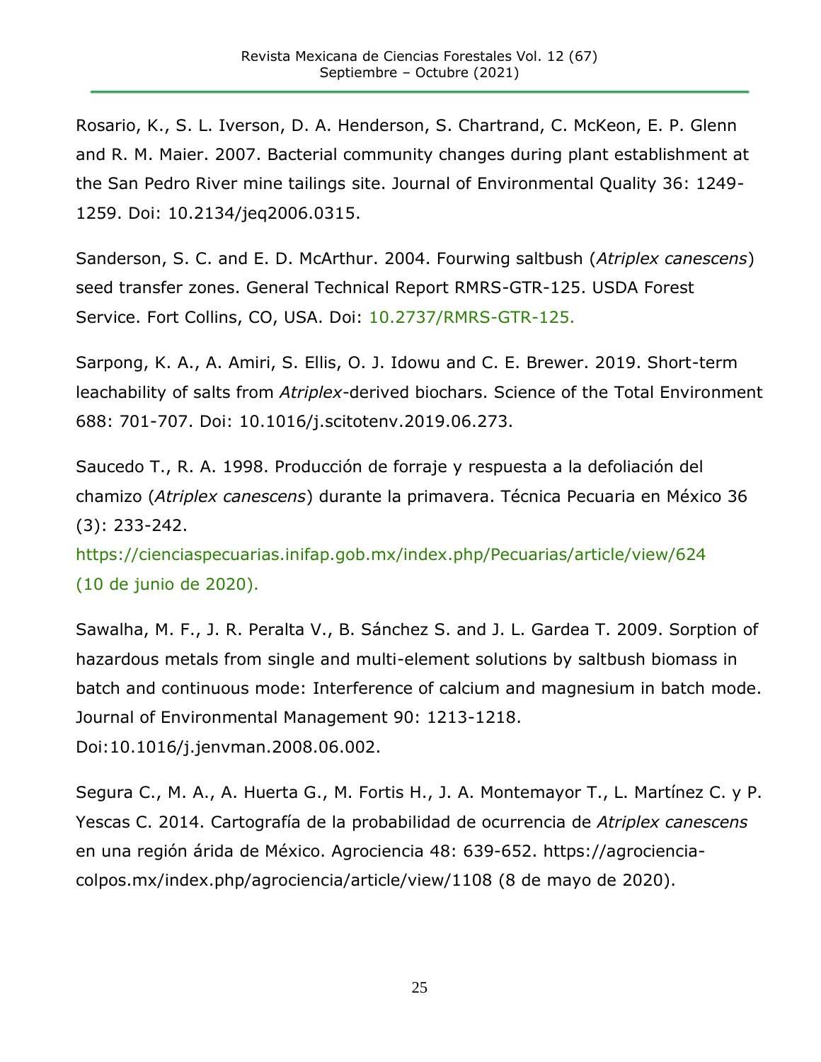Rosario, K., S. L. Iverson, D. A. Henderson, S. Chartrand, C. McKeon, E. P. Glenn and R. M. Maier. 2007. Bacterial community changes during plant establishment at the San Pedro River mine tailings site. Journal of Environmental Quality 36: 1249-1259. Doi: 10.2134/jeq2006.0315.

Sanderson, S. C. and E. D. McArthur. 2004. Fourwing saltbush (*Atriplex canescens*) seed transfer zones. General Technical Report RMRS-GTR-125. USDA Forest Service. Fort Collins, CO, USA. Doi: 10.2737/RMRS-GTR-125.

Sarpong, K. A., A. Amiri, S. Ellis, O. J. Idowu and C. E. Brewer. 2019. Short-term leachability of salts from *Atriplex*-derived biochars. Science of the Total Environment 688: 701-707. Doi: 10.1016/j.scitotenv.2019.06.273.

Saucedo T., R. A. 1998. Producción de forraje y respuesta a la defoliación del chamizo (*Atriplex canescens*) durante la primavera. Técnica Pecuaria en México 36 (3): 233-242. https://cienciaspecuarias.inifap.gob.mx/index.php/Pecuarias/article/view/624 (10 de junio de 2020).

Sawalha, M. F., J. R. Peralta V., B. Sánchez S. and J. L. Gardea T. 2009. Sorption of hazardous metals from single and multi-element solutions by saltbush biomass in batch and continuous mode: Interference of calcium and magnesium in batch mode. Journal of Environmental Management 90: 1213-1218. Doi:10.1016/j.jenvman.2008.06.002.

Segura C., M. A., A. Huerta G., M. Fortis H., J. A. Montemayor T., L. Martínez C. y P. Yescas C. 2014. Cartografía de la probabilidad de ocurrencia de *Atriplex canescens* en una región árida de México. Agrociencia 48: 639-652. https://agrociencia-colpos.mx/index.php/agrociencia/article/view/1108 (8 de mayo de 2020).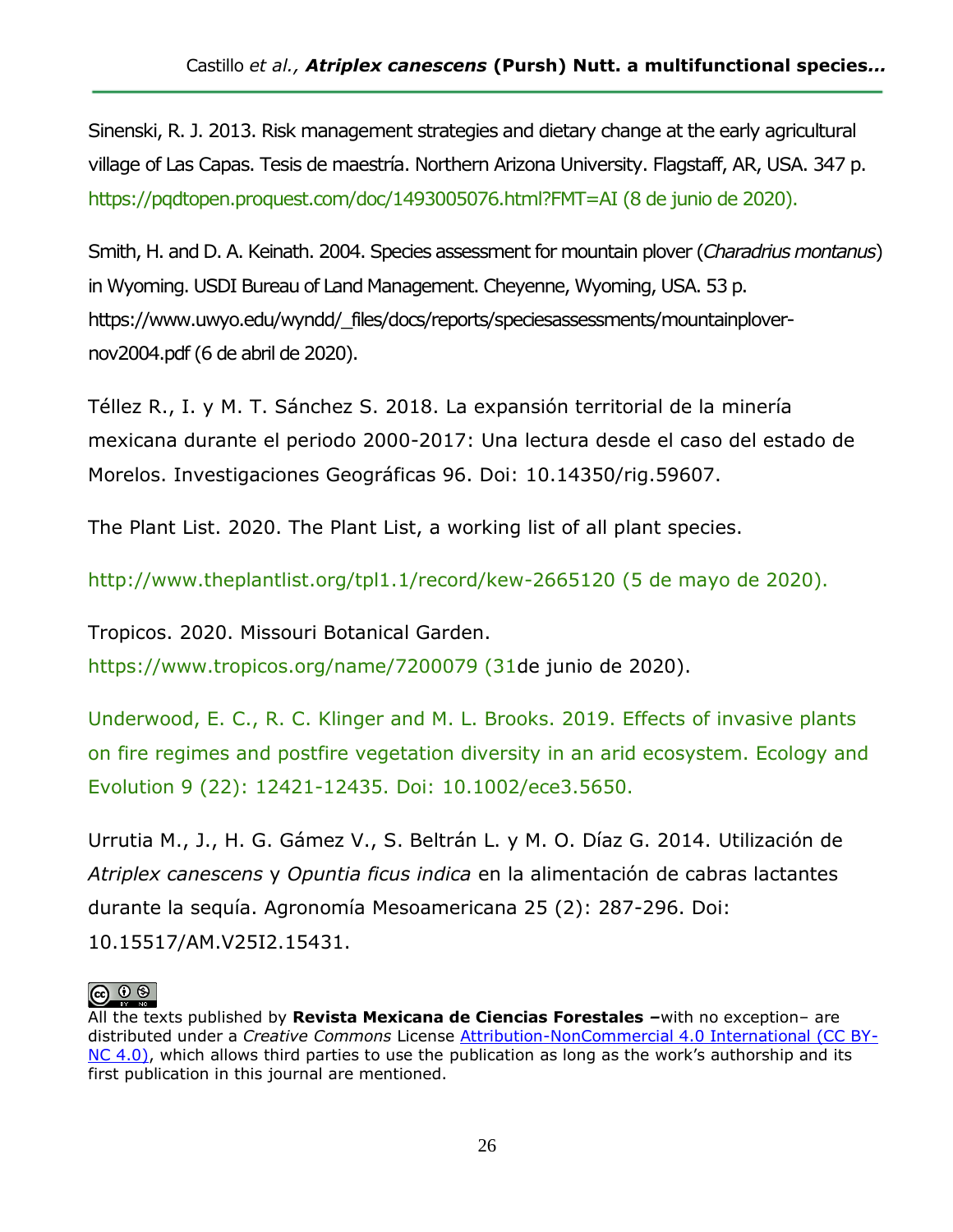Sinenski, R. J. 2013. Risk management strategies and dietary change at the early agricultural village of Las Capas. Tesis de maestría. Northern Arizona University. Flagstaff, AR, USA. 347 p. https://pqdtopen.proquest.com/doc/1493005076.html?FMT=AI (8 de junio de 2020).

Smith, H. and D. A. Keinath. 2004. Species assessment for mountain plover (*Charadrius montanus*) in Wyoming. USDI Bureau of Land Management. Cheyenne, Wyoming, USA. 53 p. https://www.uwyo.edu/wyndd/_files/docs/reports/speciesassessments/mountainplover-nov2004.pdf (6 de abril de 2020).

Téllez R., I. y M. T. Sánchez S. 2018. La expansión territorial de la minería mexicana durante el periodo 2000-2017: Una lectura desde el caso del estado de Morelos. Investigaciones Geográficas 96. Doi: 10.14350/rig.59607.

The Plant List. 2020. The Plant List, a working list of all plant species.

http://www.theplantlist.org/tpl1.1/record/kew-2665120 (5 de mayo de 2020).

Tropicos. 2020. Missouri Botanical Garden. https://www.tropicos.org/name/7200079 (31de junio de 2020).

Underwood, E. C., R. C. Klinger and M. L. Brooks. 2019. Effects of invasive plants on fire regimes and postfire vegetation diversity in an arid ecosystem. Ecology and Evolution 9 (22): 12421-12435. Doi: 10.1002/ece3.5650.

Urrutia M., J., H. G. Gámez V., S. Beltrán L. y M. O. Díaz G. 2014. Utilización de *Atriplex canescens* y *Opuntia ficus indica* en la alimentación de cabras lactantes durante la sequía. Agronomía Mesoamericana 25 (2): 287-296. Doi: 10.15517/AM.V25I2.15431.

All the texts published by **Revista Mexicana de Ciencias Forestales –**with no exception– are distributed under a *Creative Commons* License Attribution-NonCommercial 4.0 International (CC BY-NC 4.0), which allows third parties to use the publication as long as the work's authorship and its first publication in this journal are mentioned.